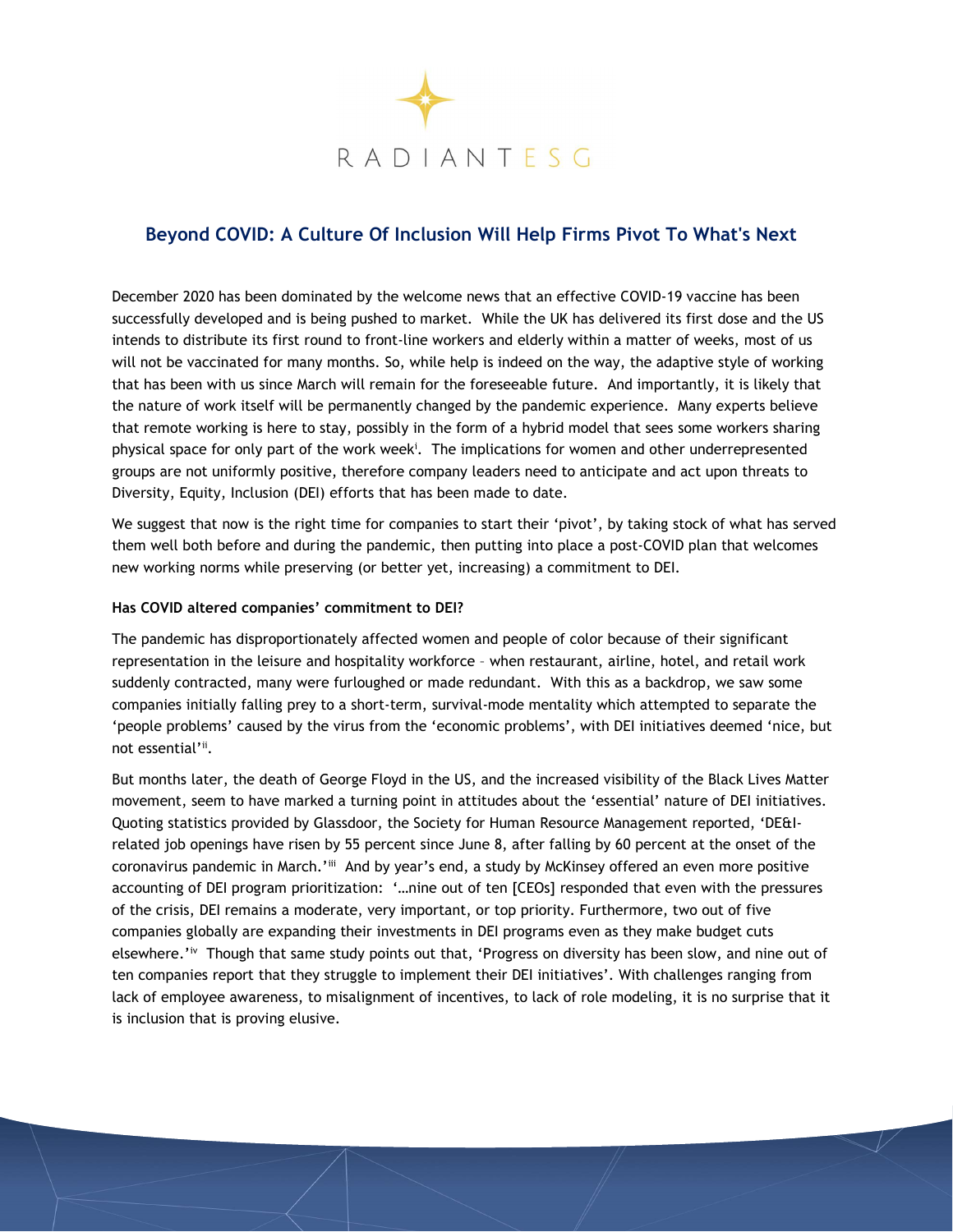RADIANT ESG

## Beyond COVID: A Culture Of Inclusion Will Help Firms Pivot To What's Next

December 2020 has been dominated by the welcome news that an effective COVID-19 vaccine has been successfully developed and is being pushed to market. While the UK has delivered its first dose and the US intends to distribute its first round to front-line workers and elderly within a matter of weeks, most of us will not be vaccinated for many months. So, while help is indeed on the way, the adaptive style of working that has been with us since March will remain for the foreseeable future. And importantly, it is likely that the nature of work itself will be permanently changed by the pandemic experience. Many experts believe that remote working is here to stay, possibly in the form of a hybrid model that sees some workers sharing physical space for only part of the work week[i]. The implications for women and other underrepresented groups are not uniformly positive, therefore company leaders need to anticipate and act upon threats to Diversity, Equity, Inclusion (DEI) efforts that has been made to date.

We suggest that now is the right time for companies to start their 'pivot', by taking stock of what has served them well both before and during the pandemic, then putting into place a post-COVID plan that welcomes new working norms while preserving (or better yet, increasing) a commitment to DEI.

**Has COVID altered companies' commitment to DEI?**

The pandemic has disproportionately affected women and people of color because of their significant representation in the leisure and hospitality workforce – when restaurant, airline, hotel, and retail work suddenly contracted, many were furloughed or made redundant. With this as a backdrop, we saw some companies initially falling prey to a short-term, survival-mode mentality which attempted to separate the 'people problems' caused by the virus from the 'economic problems', with DEI initiatives deemed 'nice, but not essential'[ii].

But months later, the death of George Floyd in the US, and the increased visibility of the Black Lives Matter movement, seem to have marked a turning point in attitudes about the 'essential' nature of DEI initiatives. Quoting statistics provided by Glassdoor, the Society for Human Resource Management reported, 'DE&I-related job openings have risen by 55 percent since June 8, after falling by 60 percent at the onset of the coronavirus pandemic in March.'[iii] And by year's end, a study by McKinsey offered an even more positive accounting of DEI program prioritization: '…nine out of ten [CEOs] responded that even with the pressures of the crisis, DEI remains a moderate, very important, or top priority. Furthermore, two out of five companies globally are expanding their investments in DEI programs even as they make budget cuts elsewhere.'[iv] Though that same study points out that, 'Progress on diversity has been slow, and nine out of ten companies report that they struggle to implement their DEI initiatives'. With challenges ranging from lack of employee awareness, to misalignment of incentives, to lack of role modeling, it is no surprise that it is inclusion that is proving elusive.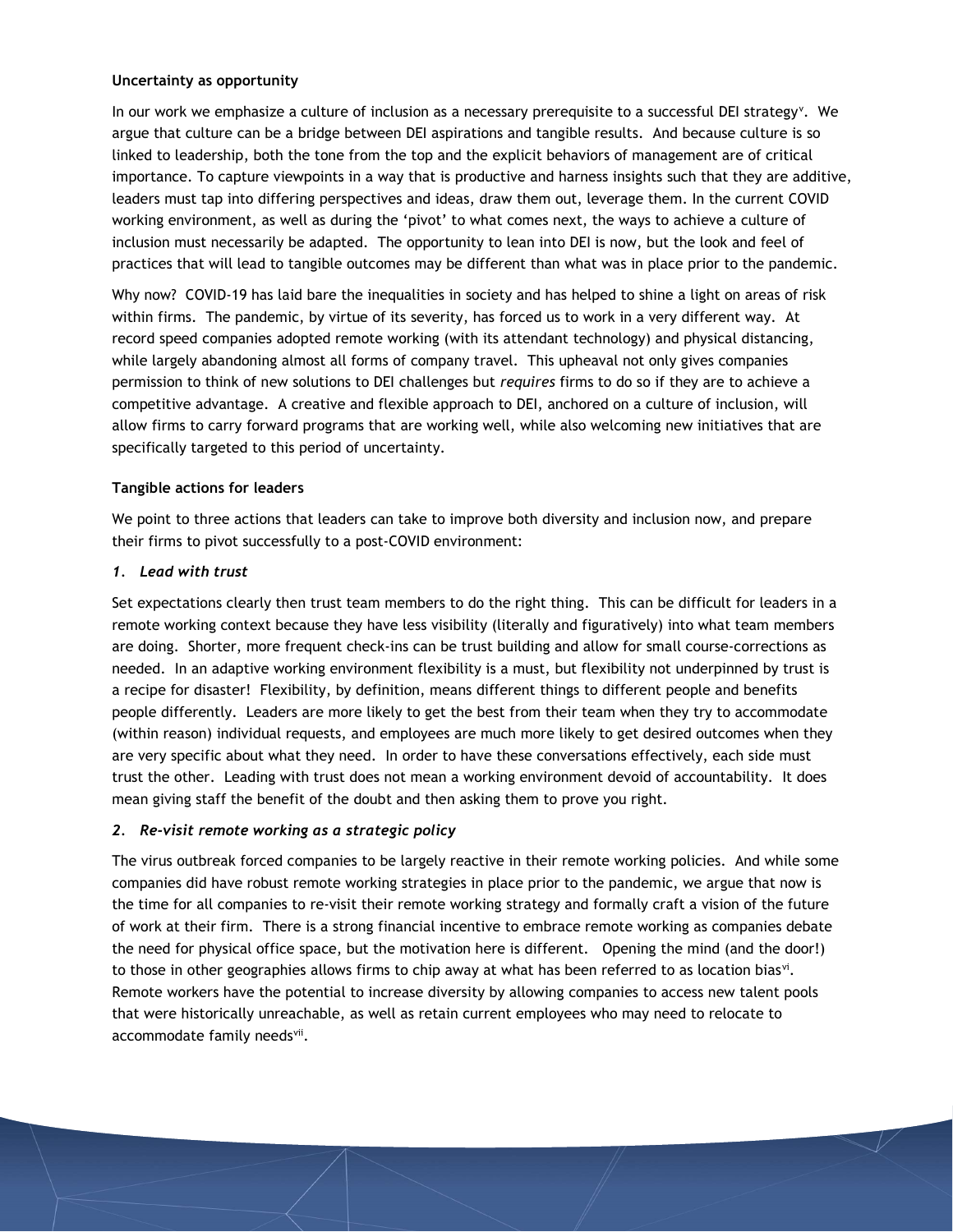**Uncertainty as opportunity**

In our work we emphasize a culture of inclusion as a necessary prerequisite to a successful DEI strategy[v]. We argue that culture can be a bridge between DEI aspirations and tangible results. And because culture is so linked to leadership, both the tone from the top and the explicit behaviors of management are of critical importance. To capture viewpoints in a way that is productive and harness insights such that they are additive, leaders must tap into differing perspectives and ideas, draw them out, leverage them. In the current COVID working environment, as well as during the 'pivot' to what comes next, the ways to achieve a culture of inclusion must necessarily be adapted. The opportunity to lean into DEI is now, but the look and feel of practices that will lead to tangible outcomes may be different than what was in place prior to the pandemic.

Why now? COVID-19 has laid bare the inequalities in society and has helped to shine a light on areas of risk within firms. The pandemic, by virtue of its severity, has forced us to work in a very different way. At record speed companies adopted remote working (with its attendant technology) and physical distancing, while largely abandoning almost all forms of company travel. This upheaval not only gives companies permission to think of new solutions to DEI challenges but *requires* firms to do so if they are to achieve a competitive advantage. A creative and flexible approach to DEI, anchored on a culture of inclusion, will allow firms to carry forward programs that are working well, while also welcoming new initiatives that are specifically targeted to this period of uncertainty.

**Tangible actions for leaders**

We point to three actions that leaders can take to improve both diversity and inclusion now, and prepare their firms to pivot successfully to a post-COVID environment:

***1. Lead with trust***

Set expectations clearly then trust team members to do the right thing. This can be difficult for leaders in a remote working context because they have less visibility (literally and figuratively) into what team members are doing. Shorter, more frequent check-ins can be trust building and allow for small course-corrections as needed. In an adaptive working environment flexibility is a must, but flexibility not underpinned by trust is a recipe for disaster! Flexibility, by definition, means different things to different people and benefits people differently. Leaders are more likely to get the best from their team when they try to accommodate (within reason) individual requests, and employees are much more likely to get desired outcomes when they are very specific about what they need. In order to have these conversations effectively, each side must trust the other. Leading with trust does not mean a working environment devoid of accountability. It does mean giving staff the benefit of the doubt and then asking them to prove you right.

***2. Re-visit remote working as a strategic policy***

The virus outbreak forced companies to be largely reactive in their remote working policies. And while some companies did have robust remote working strategies in place prior to the pandemic, we argue that now is the time for all companies to re-visit their remote working strategy and formally craft a vision of the future of work at their firm. There is a strong financial incentive to embrace remote working as companies debate the need for physical office space, but the motivation here is different. Opening the mind (and the door!) to those in other geographies allows firms to chip away at what has been referred to as location bias[vi]. Remote workers have the potential to increase diversity by allowing companies to access new talent pools that were historically unreachable, as well as retain current employees who may need to relocate to accommodate family needs[vii].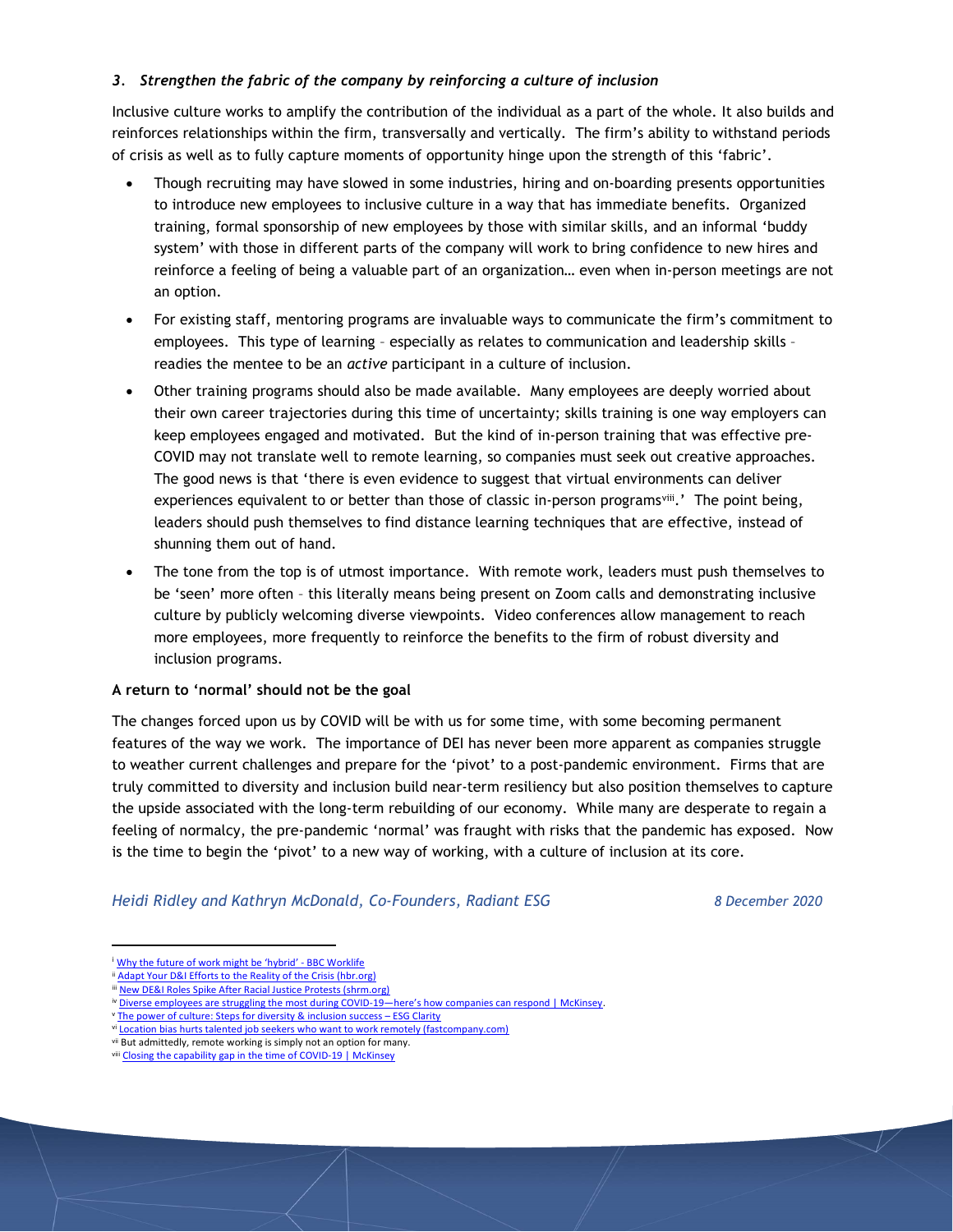### *3. Strengthen the fabric of the company by reinforcing a culture of inclusion*

Inclusive culture works to amplify the contribution of the individual as a part of the whole. It also builds and reinforces relationships within the firm, transversally and vertically. The firm's ability to withstand periods of crisis as well as to fully capture moments of opportunity hinge upon the strength of this 'fabric'.

- Though recruiting may have slowed in some industries, hiring and on-boarding presents opportunities to introduce new employees to inclusive culture in a way that has immediate benefits. Organized training, formal sponsorship of new employees by those with similar skills, and an informal 'buddy system' with those in different parts of the company will work to bring confidence to new hires and reinforce a feeling of being a valuable part of an organization… even when in-person meetings are not an option.
- For existing staff, mentoring programs are invaluable ways to communicate the firm's commitment to employees. This type of learning – especially as relates to communication and leadership skills – readies the mentee to be an *active* participant in a culture of inclusion.
- Other training programs should also be made available. Many employees are deeply worried about their own career trajectories during this time of uncertainty; skills training is one way employers can keep employees engaged and motivated. But the kind of in-person training that was effective pre-COVID may not translate well to remote learning, so companies must seek out creative approaches. The good news is that 'there is even evidence to suggest that virtual environments can deliver experiences equivalent to or better than those of classic in-person programs[viii].' The point being, leaders should push themselves to find distance learning techniques that are effective, instead of shunning them out of hand.
- The tone from the top is of utmost importance. With remote work, leaders must push themselves to be 'seen' more often – this literally means being present on Zoom calls and demonstrating inclusive culture by publicly welcoming diverse viewpoints. Video conferences allow management to reach more employees, more frequently to reinforce the benefits to the firm of robust diversity and inclusion programs.

**A return to 'normal' should not be the goal**

The changes forced upon us by COVID will be with us for some time, with some becoming permanent features of the way we work. The importance of DEI has never been more apparent as companies struggle to weather current challenges and prepare for the 'pivot' to a post-pandemic environment. Firms that are truly committed to diversity and inclusion build near-term resiliency but also position themselves to capture the upside associated with the long-term rebuilding of our economy. While many are desperate to regain a feeling of normalcy, the pre-pandemic 'normal' was fraught with risks that the pandemic has exposed. Now is the time to begin the 'pivot' to a new way of working, with a culture of inclusion at its core.

*Heidi Ridley and Kathryn McDonald, Co-Founders, Radiant ESG* *8 December 2020*

---

[i] Why the future of work might be 'hybrid' - BBC Worklife
[ii] Adapt Your D&I Efforts to the Reality of the Crisis (hbr.org)
[iii] New DE&I Roles Spike After Racial Justice Protests (shrm.org)
[iv] Diverse employees are struggling the most during COVID-19—here's how companies can respond | McKinsey.
[v] The power of culture: Steps for diversity & inclusion success – ESG Clarity
[vi] Location bias hurts talented job seekers who want to work remotely (fastcompany.com)
[vii] But admittedly, remote working is simply not an option for many.
[viii] Closing the capability gap in the time of COVID-19 | McKinsey